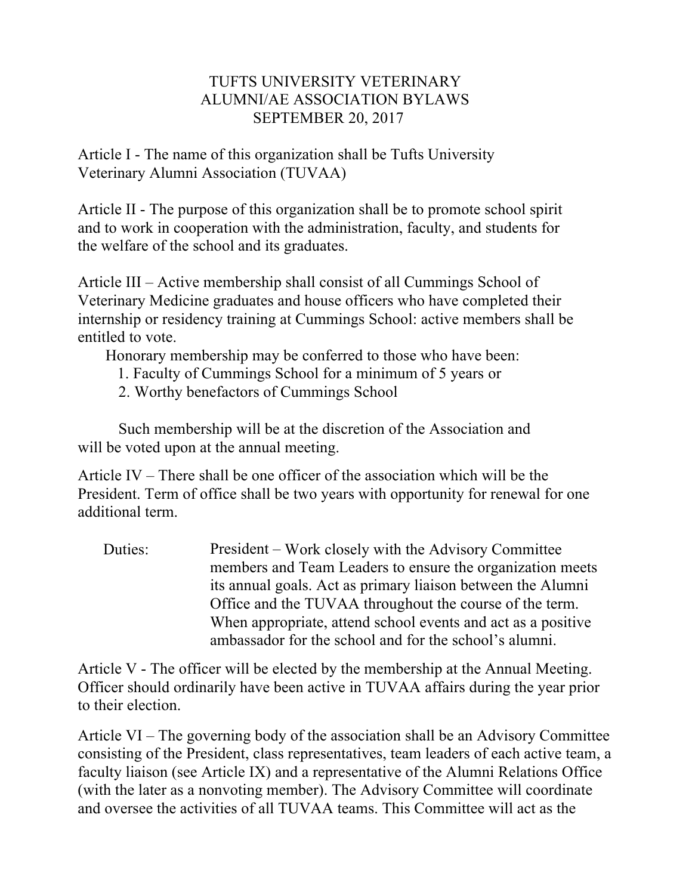# TUFTS UNIVERSITY VETERINARY ALUMNI/AE ASSOCIATION BYLAWS SEPTEMBER 20, 2017

Article I - The name of this organization shall be Tufts University Veterinary Alumni Association (TUVAA)

Article II - The purpose of this organization shall be to promote school spirit and to work in cooperation with the administration, faculty, and students for the welfare of the school and its graduates.

Article III – Active membership shall consist of all Cummings School of Veterinary Medicine graduates and house officers who have completed their internship or residency training at Cummings School: active members shall be entitled to vote.

Honorary membership may be conferred to those who have been:

1. Faculty of Cummings School for a minimum of 5 years or
2. Worthy benefactors of Cummings School

Such membership will be at the discretion of the Association and will be voted upon at the annual meeting.

Article IV – There shall be one officer of the association which will be the President. Term of office shall be two years with opportunity for renewal for one additional term.

Duties: President – Work closely with the Advisory Committee members and Team Leaders to ensure the organization meets its annual goals. Act as primary liaison between the Alumni Office and the TUVAA throughout the course of the term. When appropriate, attend school events and act as a positive ambassador for the school and for the school's alumni.

Article V - The officer will be elected by the membership at the Annual Meeting. Officer should ordinarily have been active in TUVAA affairs during the year prior to their election.

Article VI – The governing body of the association shall be an Advisory Committee consisting of the President, class representatives, team leaders of each active team, a faculty liaison (see Article IX) and a representative of the Alumni Relations Office (with the later as a nonvoting member). The Advisory Committee will coordinate and oversee the activities of all TUVAA teams. This Committee will act as the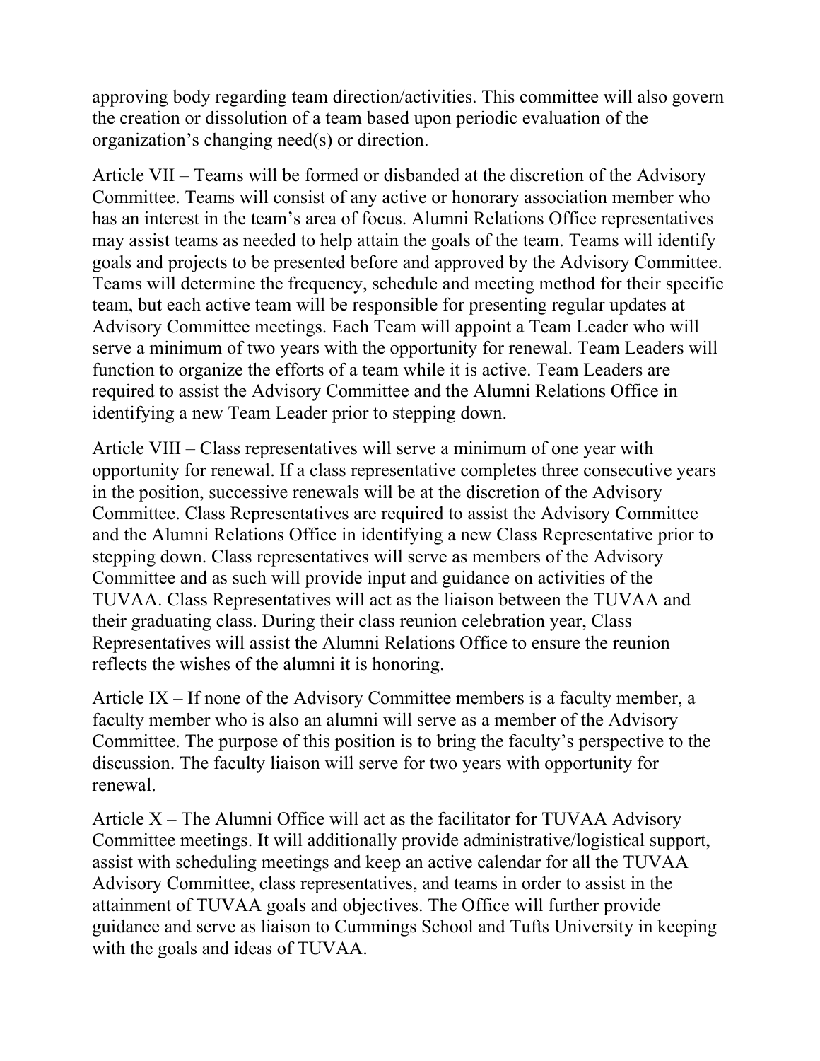approving body regarding team direction/activities. This committee will also govern the creation or dissolution of a team based upon periodic evaluation of the organization's changing need(s) or direction.

Article VII – Teams will be formed or disbanded at the discretion of the Advisory Committee. Teams will consist of any active or honorary association member who has an interest in the team's area of focus. Alumni Relations Office representatives may assist teams as needed to help attain the goals of the team. Teams will identify goals and projects to be presented before and approved by the Advisory Committee. Teams will determine the frequency, schedule and meeting method for their specific team, but each active team will be responsible for presenting regular updates at Advisory Committee meetings. Each Team will appoint a Team Leader who will serve a minimum of two years with the opportunity for renewal. Team Leaders will function to organize the efforts of a team while it is active. Team Leaders are required to assist the Advisory Committee and the Alumni Relations Office in identifying a new Team Leader prior to stepping down.

Article VIII – Class representatives will serve a minimum of one year with opportunity for renewal. If a class representative completes three consecutive years in the position, successive renewals will be at the discretion of the Advisory Committee. Class Representatives are required to assist the Advisory Committee and the Alumni Relations Office in identifying a new Class Representative prior to stepping down. Class representatives will serve as members of the Advisory Committee and as such will provide input and guidance on activities of the TUVAA. Class Representatives will act as the liaison between the TUVAA and their graduating class. During their class reunion celebration year, Class Representatives will assist the Alumni Relations Office to ensure the reunion reflects the wishes of the alumni it is honoring.

Article IX – If none of the Advisory Committee members is a faculty member, a faculty member who is also an alumni will serve as a member of the Advisory Committee. The purpose of this position is to bring the faculty's perspective to the discussion. The faculty liaison will serve for two years with opportunity for renewal.

Article X – The Alumni Office will act as the facilitator for TUVAA Advisory Committee meetings. It will additionally provide administrative/logistical support, assist with scheduling meetings and keep an active calendar for all the TUVAA Advisory Committee, class representatives, and teams in order to assist in the attainment of TUVAA goals and objectives. The Office will further provide guidance and serve as liaison to Cummings School and Tufts University in keeping with the goals and ideas of TUVAA.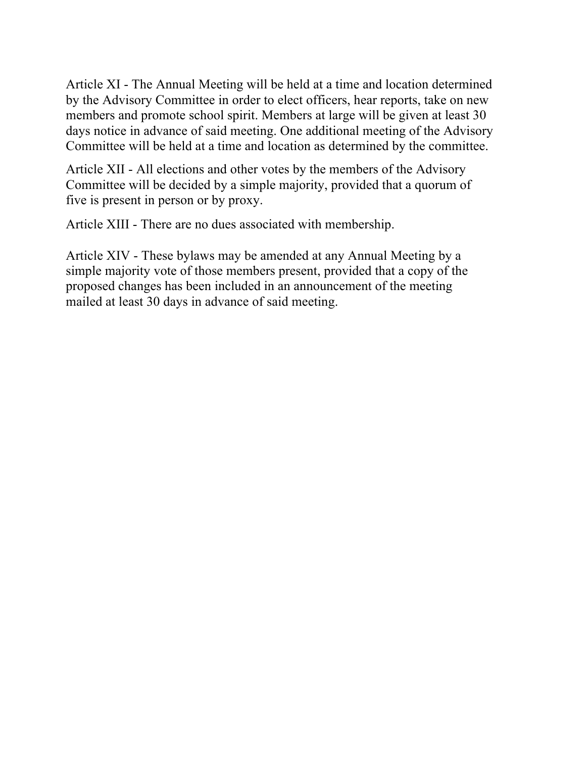Article XI - The Annual Meeting will be held at a time and location determined by the Advisory Committee in order to elect officers, hear reports, take on new members and promote school spirit. Members at large will be given at least 30 days notice in advance of said meeting. One additional meeting of the Advisory Committee will be held at a time and location as determined by the committee.

Article XII - All elections and other votes by the members of the Advisory Committee will be decided by a simple majority, provided that a quorum of five is present in person or by proxy.

Article XIII - There are no dues associated with membership.

Article XIV - These bylaws may be amended at any Annual Meeting by a simple majority vote of those members present, provided that a copy of the proposed changes has been included in an announcement of the meeting mailed at least 30 days in advance of said meeting.